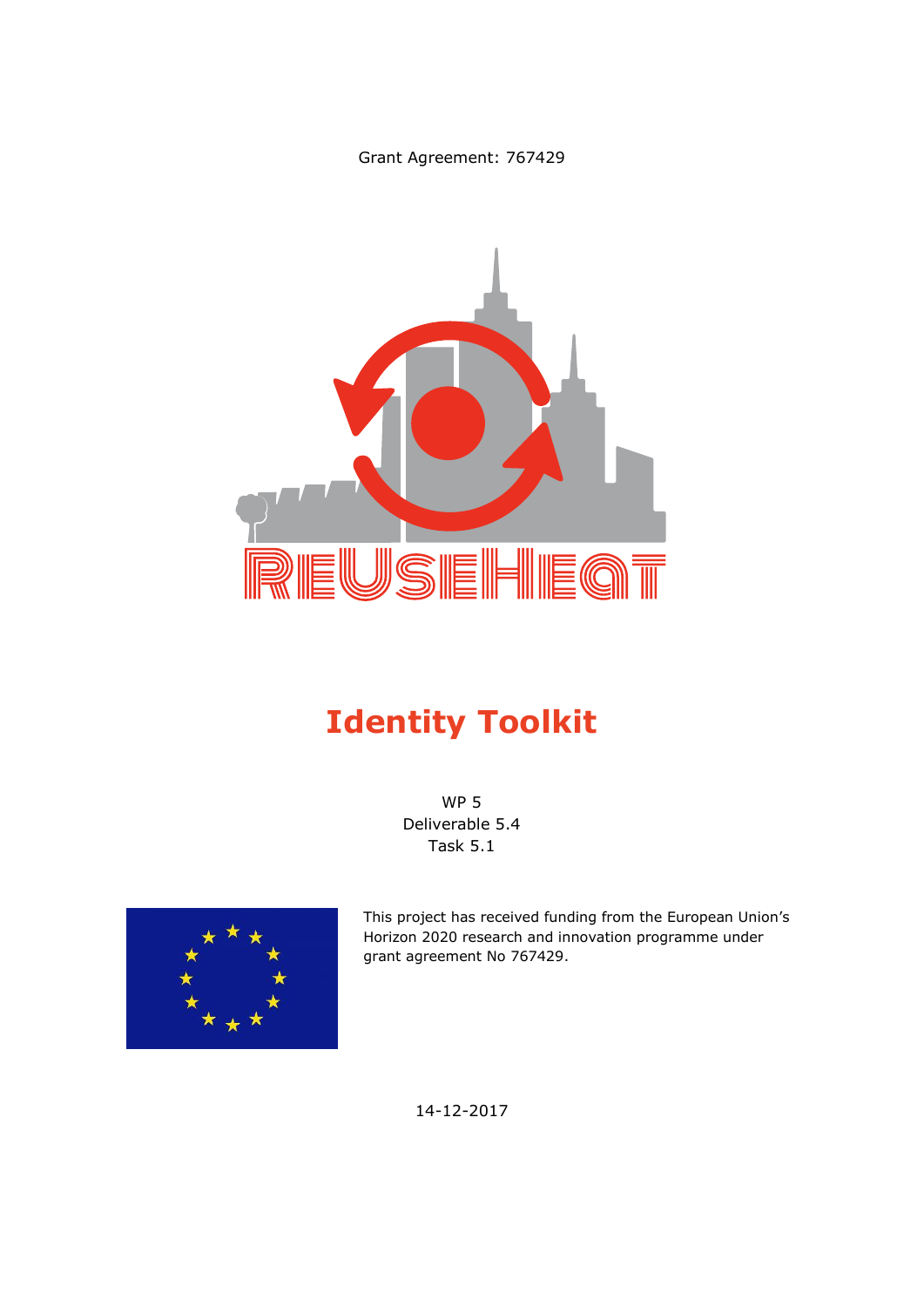Grant Agreement: 767429

REUSEHEAT

# Identity Toolkit

WP 5
Deliverable 5.4
Task 5.1

This project has received funding from the European Union's Horizon 2020 research and innovation programme under grant agreement No 767429.

14-12-2017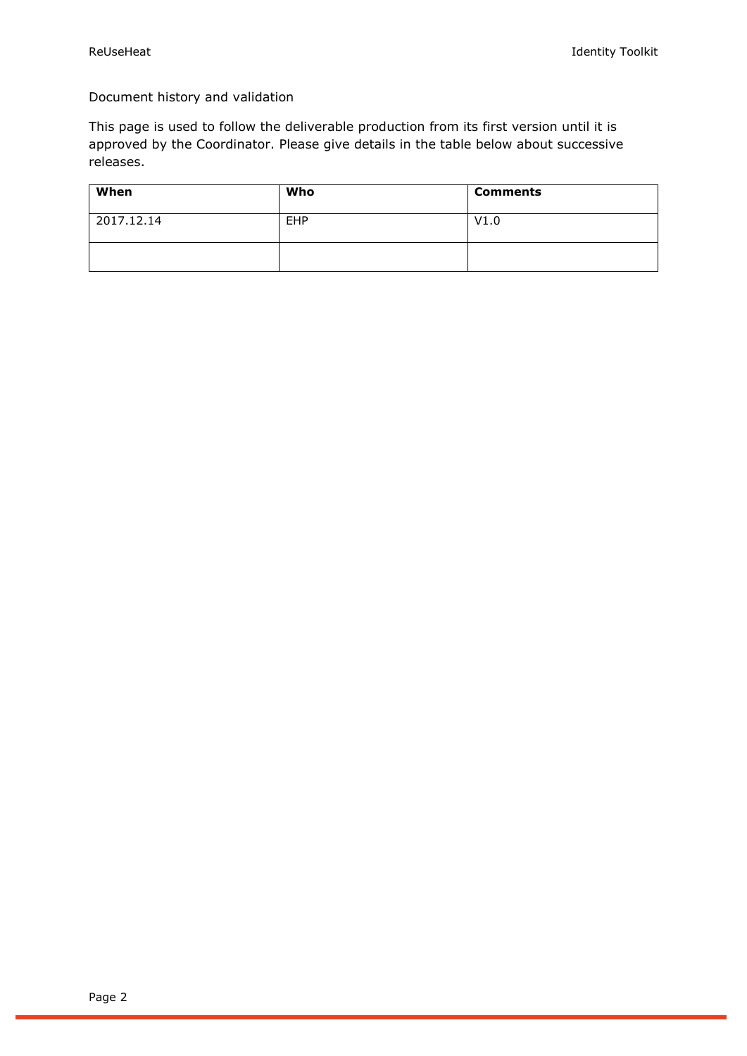Document history and validation

This page is used to follow the deliverable production from its first version until it is approved by the Coordinator. Please give details in the table below about successive releases.

| When | Who | Comments |
| --- | --- | --- |
| 2017.12.14 | EHP | V1.0 |
| | | |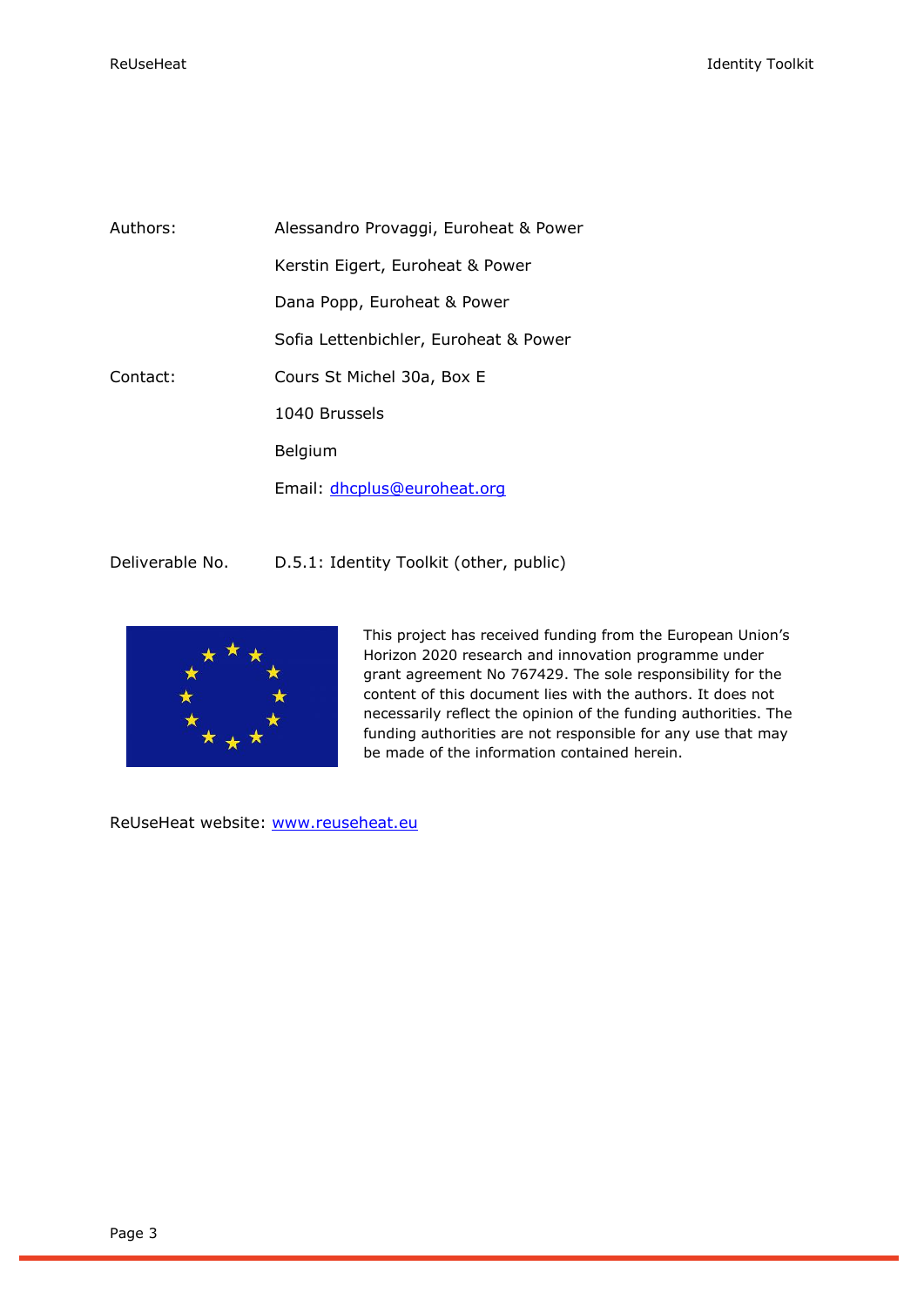| | |
|---|---|
| Authors: | Alessandro Provaggi, Euroheat & Power |
| | Kerstin Eigert, Euroheat & Power |
| | Dana Popp, Euroheat & Power |
| | Sofia Lettenbichler, Euroheat & Power |
| Contact: | Cours St Michel 30a, Box E |
| | 1040 Brussels |
| | Belgium |
| | Email: [dhcplus@euroheat.org](mailto:dhcplus@euroheat.org) |

Deliverable No. D.5.1: Identity Toolkit (other, public)

This project has received funding from the European Union's Horizon 2020 research and innovation programme under grant agreement No 767429. The sole responsibility for the content of this document lies with the authors. It does not necessarily reflect the opinion of the funding authorities. The funding authorities are not responsible for any use that may be made of the information contained herein.

ReUseHeat website: [www.reuseheat.eu](http://www.reuseheat.eu)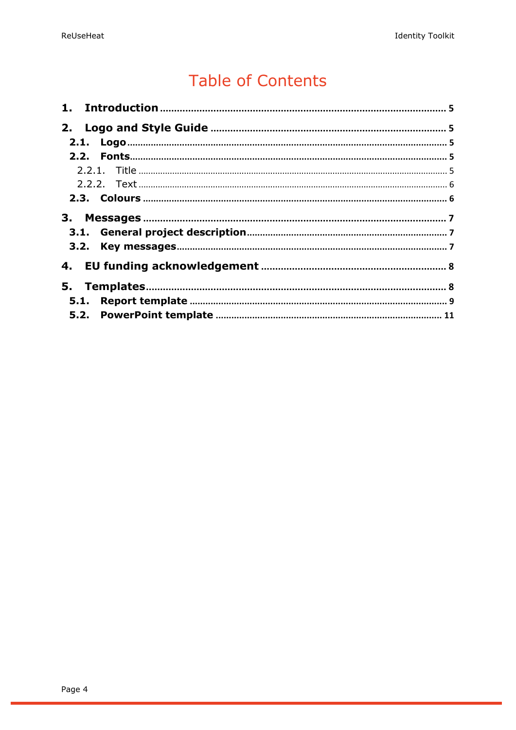# Table of Contents

**1. Introduction** ..... 5

**2. Logo and Style Guide** ..... 5

- **2.1. Logo** ..... 5
- **2.2. Fonts** ..... 5
  - 2.2.1. Title ..... 5
  - 2.2.2. Text ..... 6
- **2.3. Colours** ..... 6

**3. Messages** ..... 7

- **3.1. General project description** ..... 7
- **3.2. Key messages** ..... 7

**4. EU funding acknowledgement** ..... 8

**5. Templates** ..... 8

- **5.1. Report template** ..... 9
- **5.2. PowerPoint template** ..... 11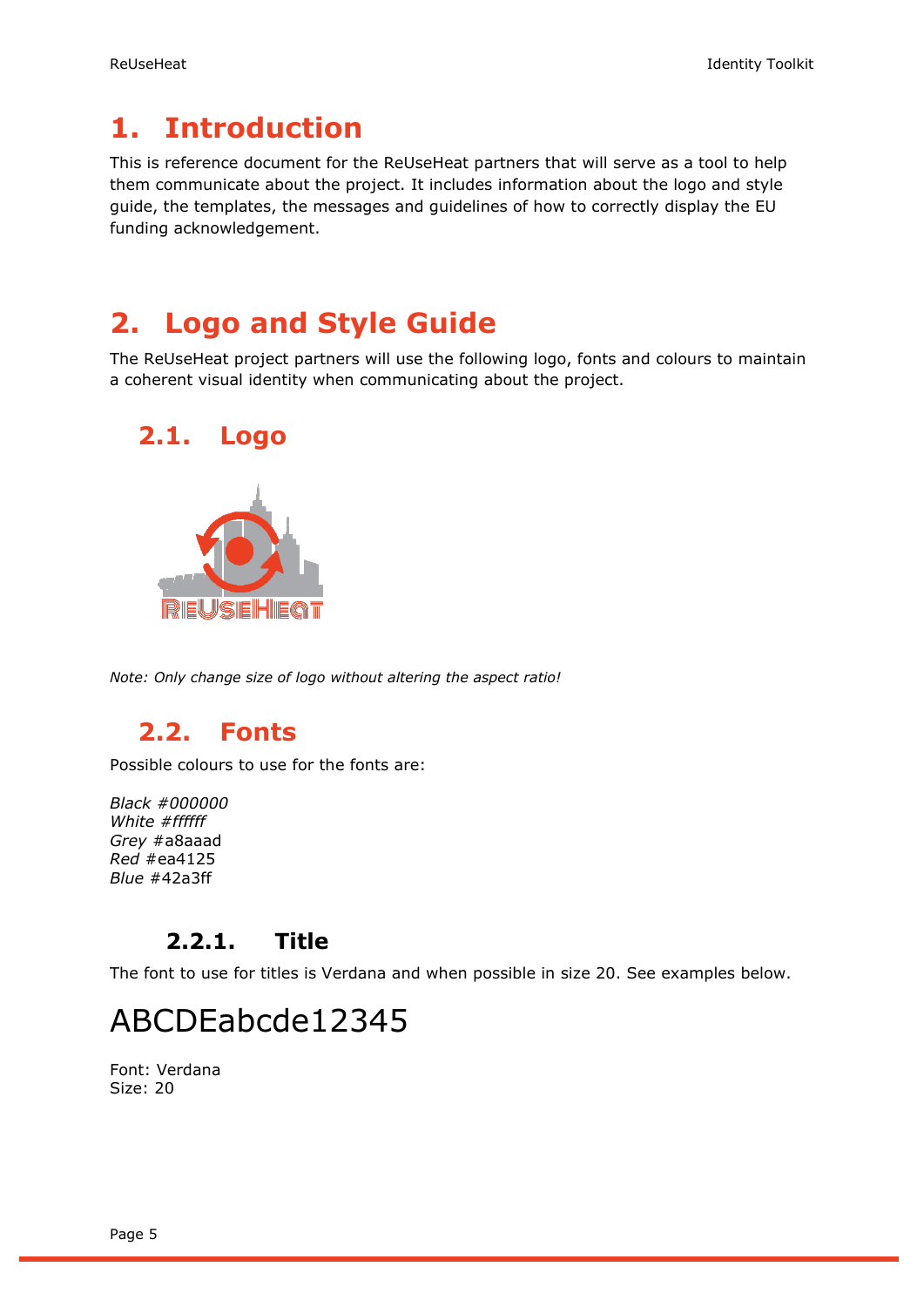# 1. Introduction

This is reference document for the ReUseHeat partners that will serve as a tool to help them communicate about the project. It includes information about the logo and style guide, the templates, the messages and guidelines of how to correctly display the EU funding acknowledgement.

# 2. Logo and Style Guide

The ReUseHeat project partners will use the following logo, fonts and colours to maintain a coherent visual identity when communicating about the project.

## 2.1. Logo

*Note: Only change size of logo without altering the aspect ratio!*

## 2.2. Fonts

Possible colours to use for the fonts are:

*Black #000000*
*White #ffffff*
*Grey* #a8aaad
*Red* #ea4125
*Blue* #42a3ff

### 2.2.1. Title

The font to use for titles is Verdana and when possible in size 20. See examples below.

ABCDEabcde12345

Font: Verdana
Size: 20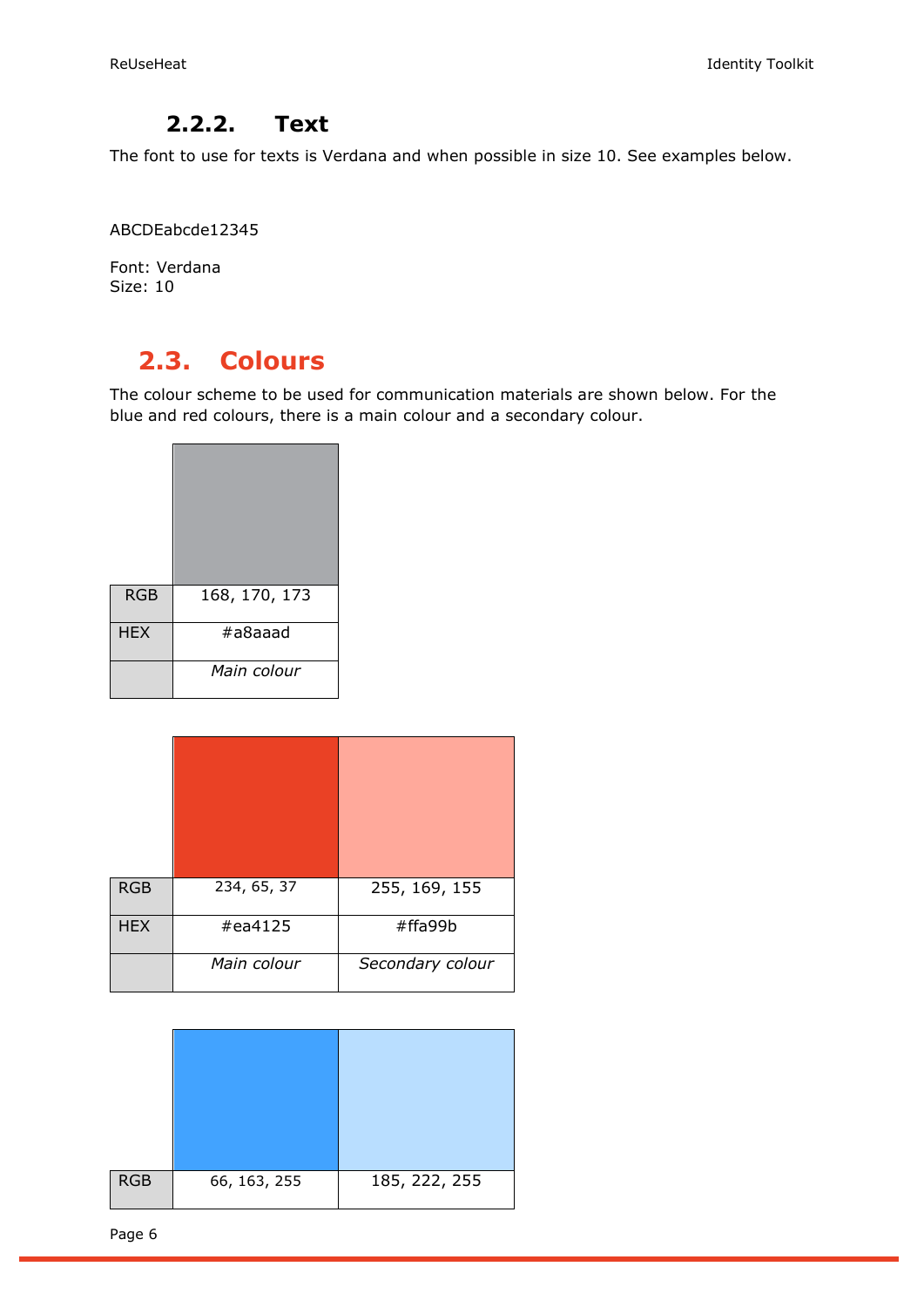### 2.2.2. Text

The font to use for texts is Verdana and when possible in size 10. See examples below.

ABCDEabcde12345

Font: Verdana
Size: 10

## 2.3. Colours

The colour scheme to be used for communication materials are shown below. For the blue and red colours, there is a main colour and a secondary colour.

| | |
|---|---|
| RGB | 168, 170, 173 |
| HEX | #a8aaad |
| | *Main colour* |

| | | |
|---|---|---|
| RGB | 234, 65, 37 | 255, 169, 155 |
| HEX | #ea4125 | #ffa99b |
| | *Main colour* | *Secondary colour* |

| | | |
|---|---|---|
| RGB | 66, 163, 255 | 185, 222, 255 |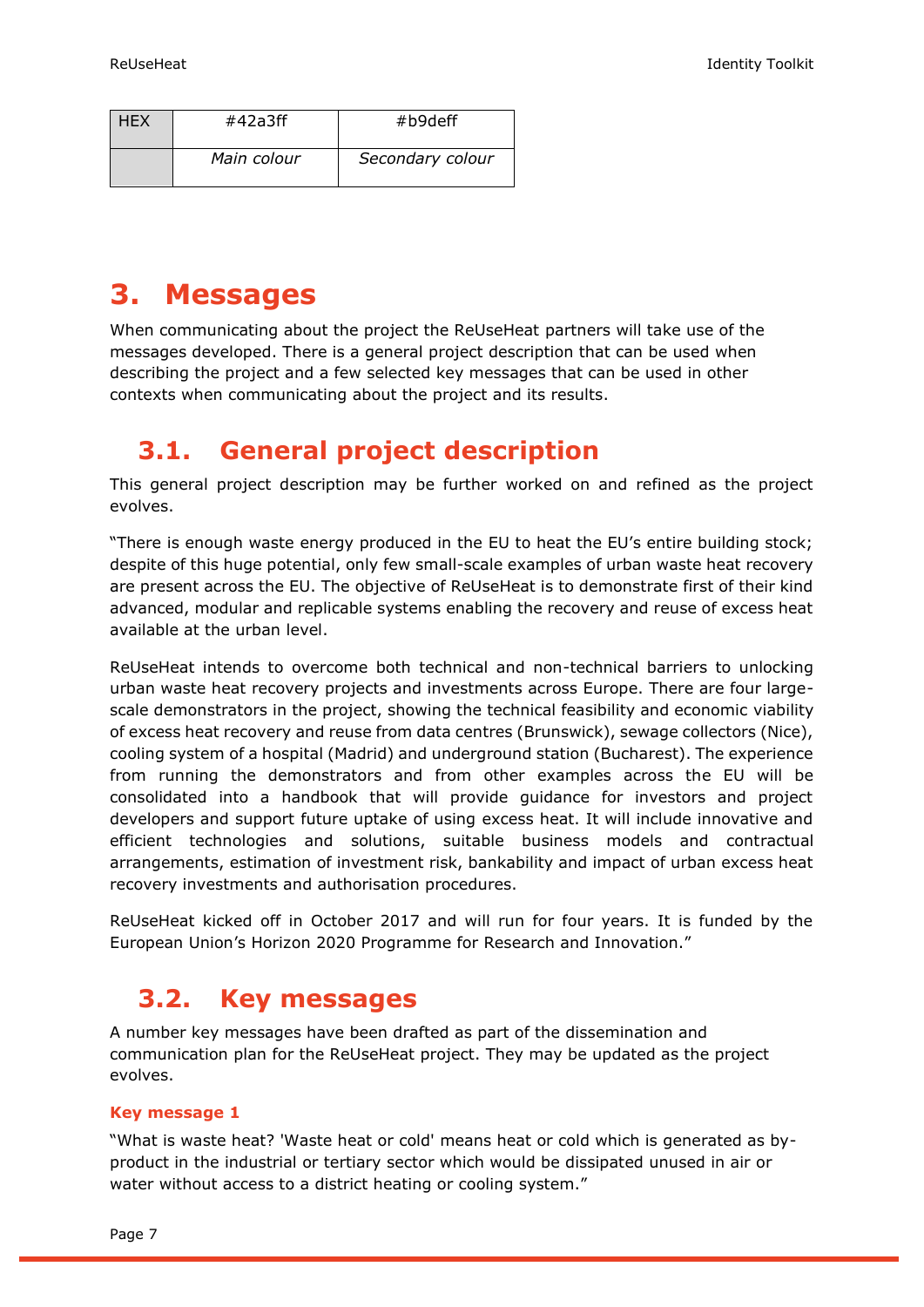| HEX | #42a3ff | #b9deff |
|---|---|---|
| | *Main colour* | *Secondary colour* |

# 3. Messages

When communicating about the project the ReUseHeat partners will take use of the messages developed. There is a general project description that can be used when describing the project and a few selected key messages that can be used in other contexts when communicating about the project and its results.

## 3.1. General project description

This general project description may be further worked on and refined as the project evolves.

"There is enough waste energy produced in the EU to heat the EU's entire building stock; despite of this huge potential, only few small-scale examples of urban waste heat recovery are present across the EU. The objective of ReUseHeat is to demonstrate first of their kind advanced, modular and replicable systems enabling the recovery and reuse of excess heat available at the urban level.

ReUseHeat intends to overcome both technical and non-technical barriers to unlocking urban waste heat recovery projects and investments across Europe. There are four large-scale demonstrators in the project, showing the technical feasibility and economic viability of excess heat recovery and reuse from data centres (Brunswick), sewage collectors (Nice), cooling system of a hospital (Madrid) and underground station (Bucharest). The experience from running the demonstrators and from other examples across the EU will be consolidated into a handbook that will provide guidance for investors and project developers and support future uptake of using excess heat. It will include innovative and efficient technologies and solutions, suitable business models and contractual arrangements, estimation of investment risk, bankability and impact of urban excess heat recovery investments and authorisation procedures.

ReUseHeat kicked off in October 2017 and will run for four years. It is funded by the European Union's Horizon 2020 Programme for Research and Innovation."

## 3.2. Key messages

A number key messages have been drafted as part of the dissemination and communication plan for the ReUseHeat project. They may be updated as the project evolves.

### Key message 1

"What is waste heat? 'Waste heat or cold' means heat or cold which is generated as by-product in the industrial or tertiary sector which would be dissipated unused in air or water without access to a district heating or cooling system."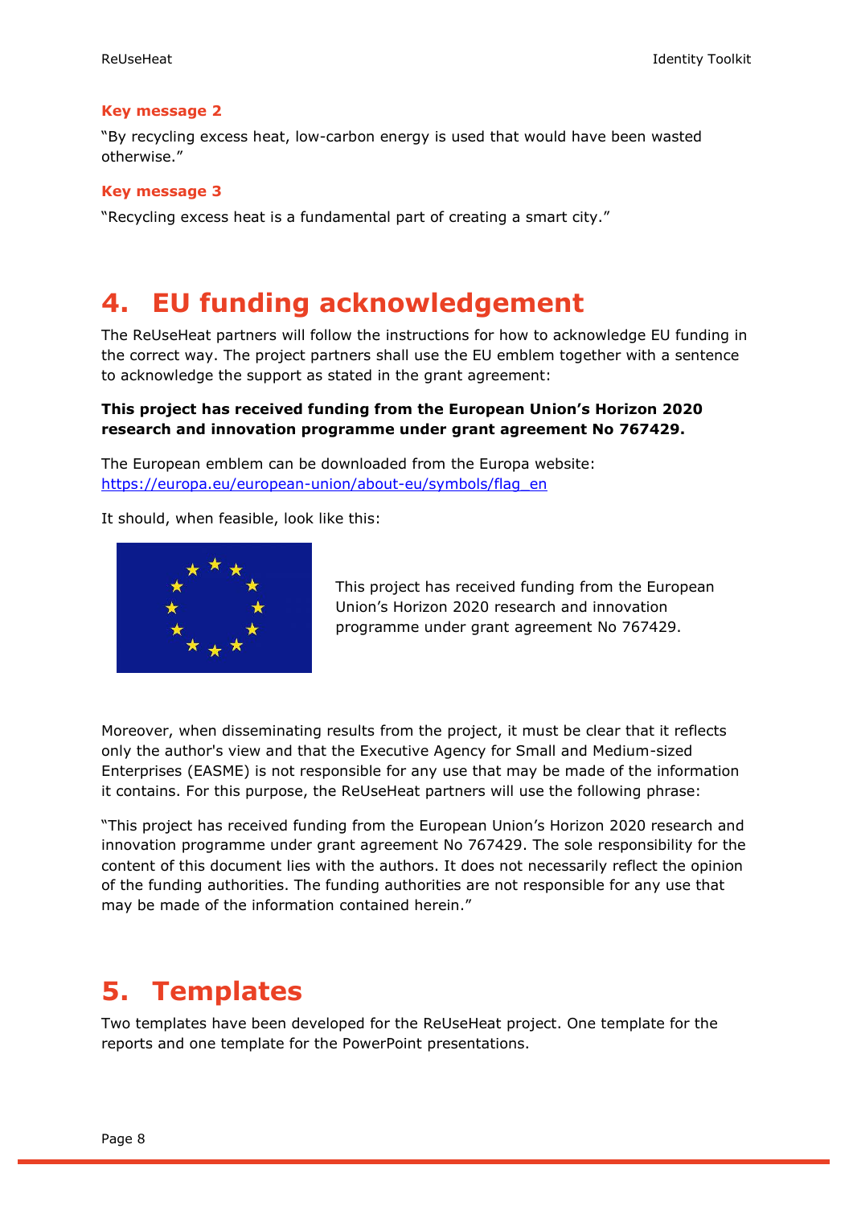**Key message 2**

"By recycling excess heat, low-carbon energy is used that would have been wasted otherwise."

**Key message 3**

"Recycling excess heat is a fundamental part of creating a smart city."

# 4. EU funding acknowledgement

The ReUseHeat partners will follow the instructions for how to acknowledge EU funding in the correct way. The project partners shall use the EU emblem together with a sentence to acknowledge the support as stated in the grant agreement:

**This project has received funding from the European Union's Horizon 2020 research and innovation programme under grant agreement No 767429.**

The European emblem can be downloaded from the Europa website: https://europa.eu/european-union/about-eu/symbols/flag_en

It should, when feasible, look like this:

This project has received funding from the European Union's Horizon 2020 research and innovation programme under grant agreement No 767429.

Moreover, when disseminating results from the project, it must be clear that it reflects only the author's view and that the Executive Agency for Small and Medium-sized Enterprises (EASME) is not responsible for any use that may be made of the information it contains. For this purpose, the ReUseHeat partners will use the following phrase:

"This project has received funding from the European Union's Horizon 2020 research and innovation programme under grant agreement No 767429. The sole responsibility for the content of this document lies with the authors. It does not necessarily reflect the opinion of the funding authorities. The funding authorities are not responsible for any use that may be made of the information contained herein."

# 5. Templates

Two templates have been developed for the ReUseHeat project. One template for the reports and one template for the PowerPoint presentations.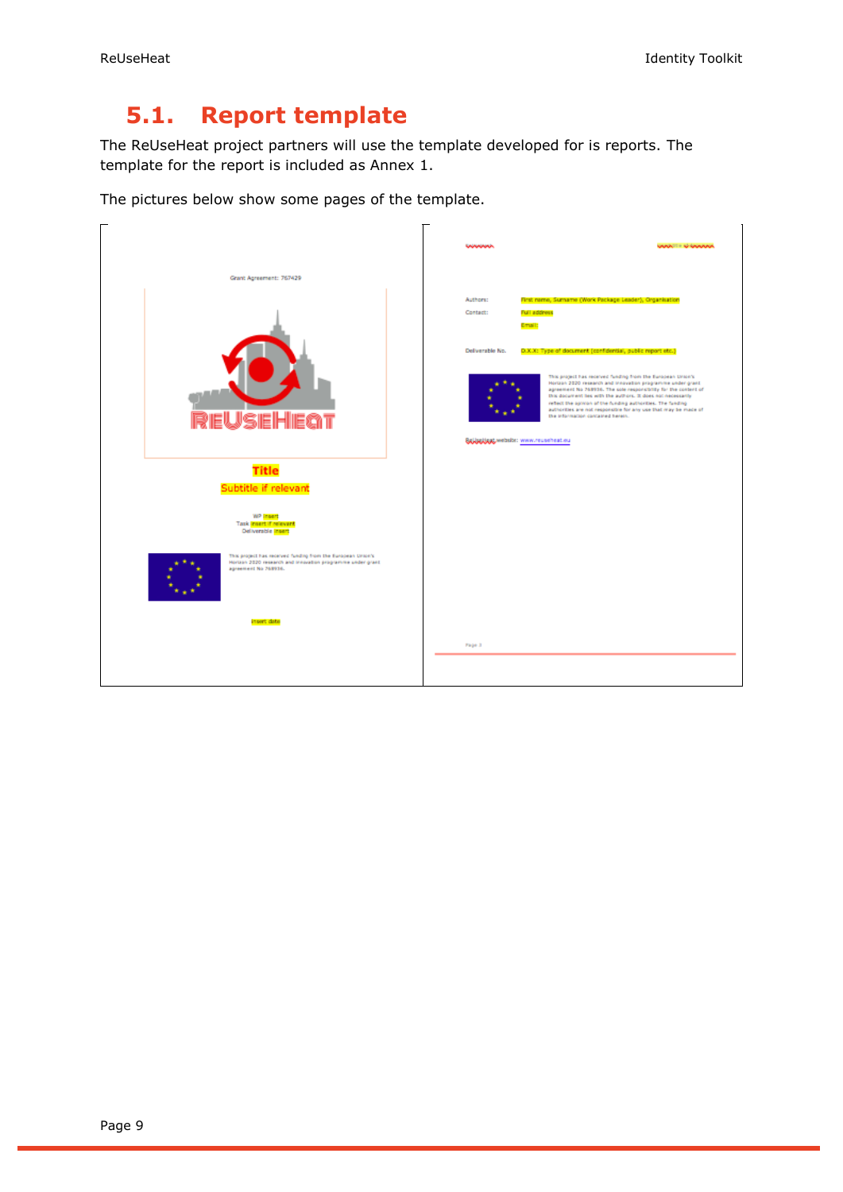## 5.1. Report template

The ReUseHeat project partners will use the template developed for is reports. The template for the report is included as Annex 1.

The pictures below show some pages of the template.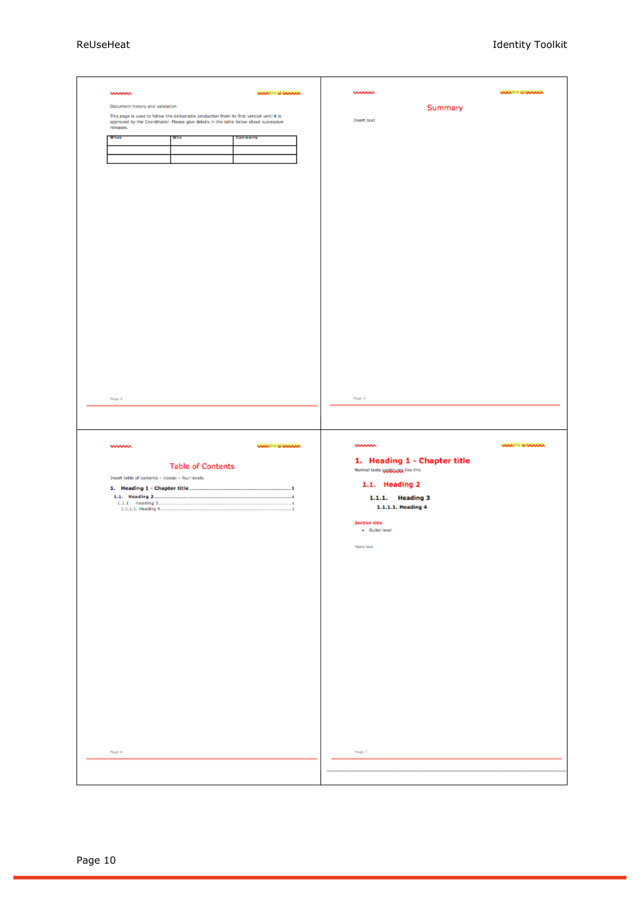Document history and validation

This page is used to follow the deliverable production from its first version until it is approved by the Coordinator. Please give details in the table below about successive releases.

| When | Who | Comments |
|---|---|---|
| | | |
| | | |

Summary

Insert text

Table of Contents

Insert table of contents – classic – four levels.

1. Heading 1 - Chapter title ............ 3
1.1. Heading 2 ............ 3
1.1.1. Heading 3 ............ 3
1.1.1.1. Heading 4 ............ 3

1. Heading 1 - Chapter title

Normal texts continues like this

1.1. Heading 2

1.1.1. Heading 3

1.1.1.1. Heading 4

Section title

- Bullet level

Table text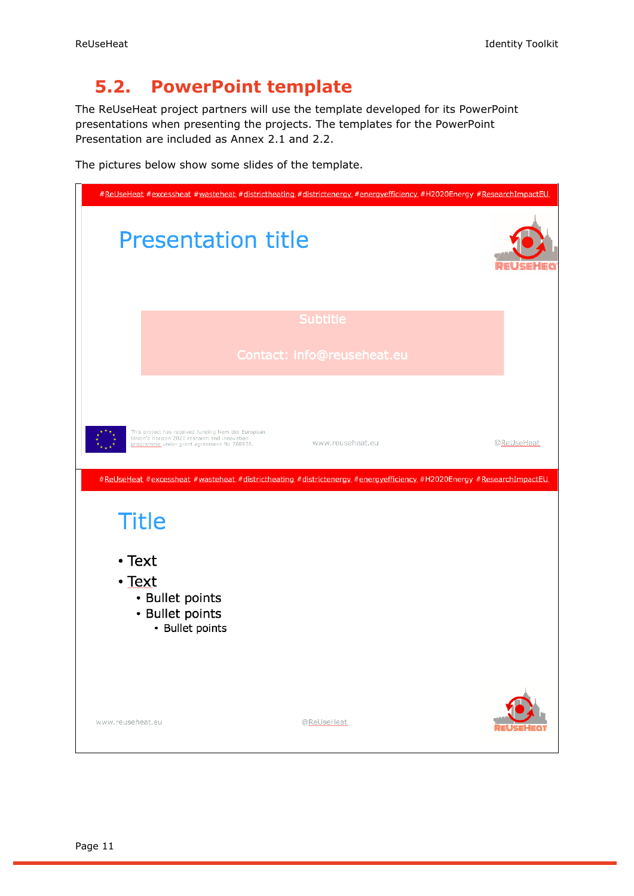## 5.2. PowerPoint template

The ReUseHeat project partners will use the template developed for its PowerPoint presentations when presenting the projects. The templates for the PowerPoint Presentation are included as Annex 2.1 and 2.2.

The pictures below show some slides of the template.

#ReUseHeat #excessheat #wasteheat #districtheating #districtenergy #energyefficiency #H2020Energy #ResearchImpactEU

Presentation title

Subtitle

Contact: info@reuseheat.eu

This project has received funding from the European Union's Horizon 2020 research and innovation programme under grant agreement No 768936.

www.reuseheat.eu

@ReUseHeat

#ReUseHeat #excessheat #wasteheat #districtheating #districtenergy #energyefficiency #H2020Energy #ResearchImpactEU

Title

- Text
- Text
  - Bullet points
  - Bullet points
    - Bullet points

www.reuseheat.eu

@ReUseHeat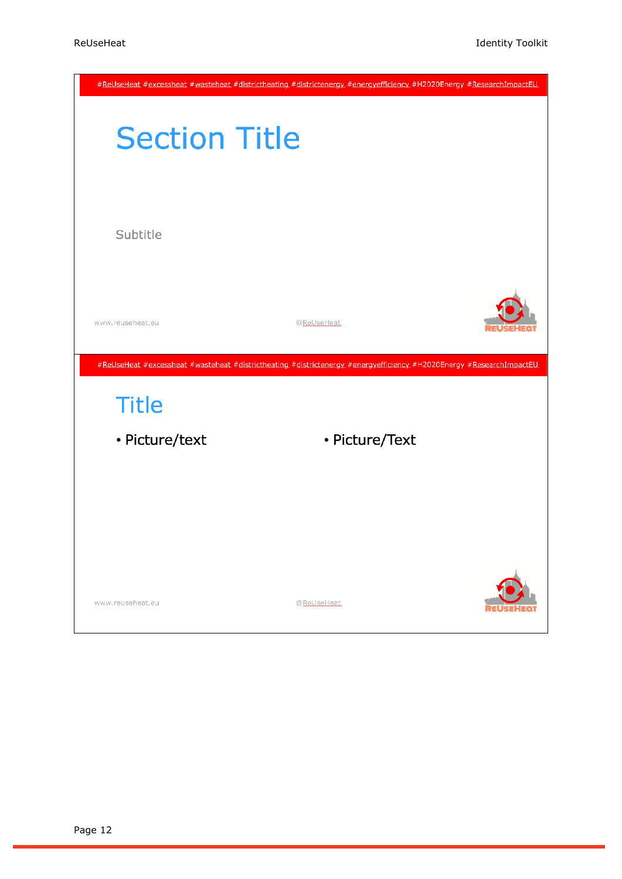#ReUseHeat #excessheat #wasteheat #districtheating #districtenergy #energyefficiency #H2020Energy #ResearchImpactEU

Section Title

Subtitle

www.reuseheat.eu

@ReUseHeat

REUSEHEAT

#ReUseHeat #excessheat #wasteheat #districtheating #districtenergy #energyefficiency #H2020Energy #ResearchImpactEU

Title

- Picture/text

- Picture/Text

www.reuseheat.eu

@ReUseHeat

REUSEHEAT